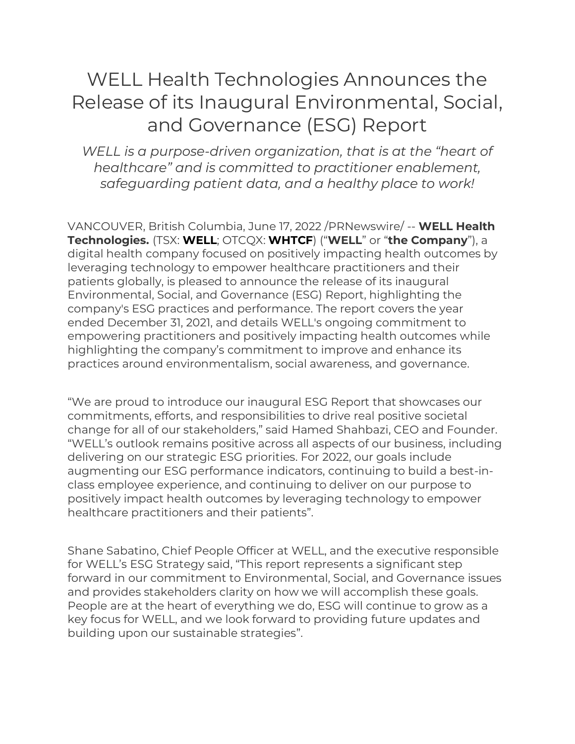# WELL Health Technologies Announces the Release of its Inaugural Environmental, Social, and Governance (ESG) Report

*WELL is a purpose-driven organization, that is at the "heart of healthcare" and is committed to practitioner enablement, safeguarding patient data, and a healthy place to work!*

VANCOUVER, British Columbia, June 17, 2022 /PRNewswire/ -- **WELL Health Technologies.** (TSX: **WELL**; OTCQX: **WHTCF**) ("**WELL**" or "**the Company**"), a digital health company focused on positively impacting health outcomes by leveraging technology to empower healthcare practitioners and their patients globally, is pleased to announce the release of its inaugural Environmental, Social, and Governance (ESG) Report, highlighting the company's ESG practices and performance. The report covers the year ended December 31, 2021, and details WELL's ongoing commitment to empowering practitioners and positively impacting health outcomes while highlighting the company's commitment to improve and enhance its practices around environmentalism, social awareness, and governance.

"We are proud to introduce our inaugural ESG Report that showcases our commitments, efforts, and responsibilities to drive real positive societal change for all of our stakeholders," said Hamed Shahbazi, CEO and Founder. "WELL's outlook remains positive across all aspects of our business, including delivering on our strategic ESG priorities. For 2022, our goals include augmenting our ESG performance indicators, continuing to build a best-in-class employee experience, and continuing to deliver on our purpose to positively impact health outcomes by leveraging technology to empower healthcare practitioners and their patients".

Shane Sabatino, Chief People Officer at WELL, and the executive responsible for WELL's ESG Strategy said, "This report represents a significant step forward in our commitment to Environmental, Social, and Governance issues and provides stakeholders clarity on how we will accomplish these goals. People are at the heart of everything we do, ESG will continue to grow as a key focus for WELL, and we look forward to providing future updates and building upon our sustainable strategies".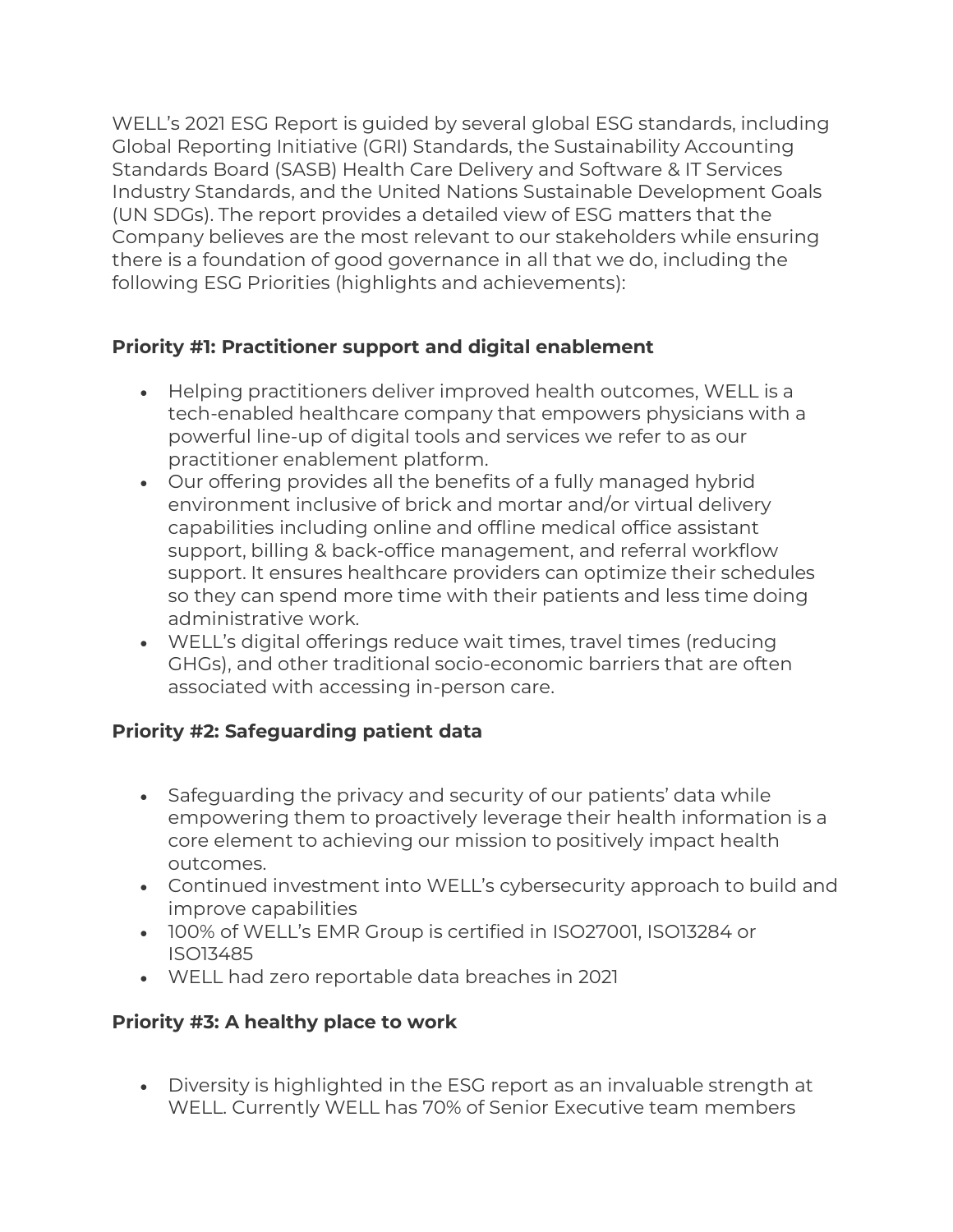WELL's 2021 ESG Report is guided by several global ESG standards, including Global Reporting Initiative (GRI) Standards, the Sustainability Accounting Standards Board (SASB) Health Care Delivery and Software & IT Services Industry Standards, and the United Nations Sustainable Development Goals (UN SDGs). The report provides a detailed view of ESG matters that the Company believes are the most relevant to our stakeholders while ensuring there is a foundation of good governance in all that we do, including the following ESG Priorities (highlights and achievements):

**Priority #1: Practitioner support and digital enablement**

- Helping practitioners deliver improved health outcomes, WELL is a tech-enabled healthcare company that empowers physicians with a powerful line-up of digital tools and services we refer to as our practitioner enablement platform.
- Our offering provides all the benefits of a fully managed hybrid environment inclusive of brick and mortar and/or virtual delivery capabilities including online and offline medical office assistant support, billing & back-office management, and referral workflow support. It ensures healthcare providers can optimize their schedules so they can spend more time with their patients and less time doing administrative work.
- WELL's digital offerings reduce wait times, travel times (reducing GHGs), and other traditional socio-economic barriers that are often associated with accessing in-person care.

**Priority #2: Safeguarding patient data**

- Safeguarding the privacy and security of our patients' data while empowering them to proactively leverage their health information is a core element to achieving our mission to positively impact health outcomes.
- Continued investment into WELL's cybersecurity approach to build and improve capabilities
- 100% of WELL's EMR Group is certified in ISO27001, ISO13284 or ISO13485
- WELL had zero reportable data breaches in 2021

**Priority #3: A healthy place to work**

- Diversity is highlighted in the ESG report as an invaluable strength at WELL. Currently WELL has 70% of Senior Executive team members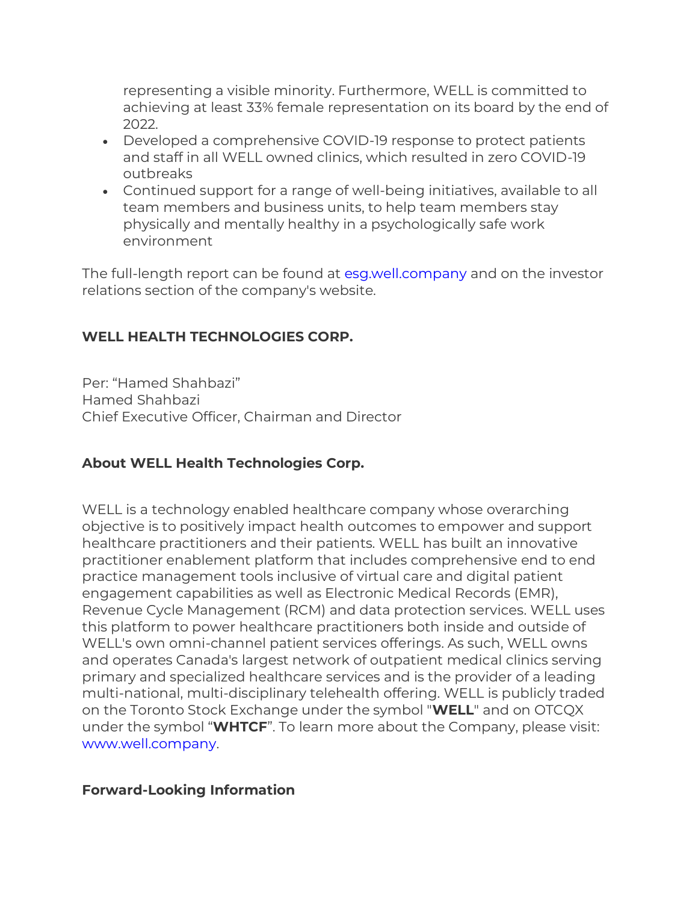representing a visible minority. Furthermore, WELL is committed to achieving at least 33% female representation on its board by the end of 2022.

- Developed a comprehensive COVID-19 response to protect patients and staff in all WELL owned clinics, which resulted in zero COVID-19 outbreaks
- Continued support for a range of well-being initiatives, available to all team members and business units, to help team members stay physically and mentally healthy in a psychologically safe work environment

The full-length report can be found at esg.well.company and on the investor relations section of the company's website.

**WELL HEALTH TECHNOLOGIES CORP.**

Per: "Hamed Shahbazi"
Hamed Shahbazi
Chief Executive Officer, Chairman and Director

**About WELL Health Technologies Corp.**

WELL is a technology enabled healthcare company whose overarching objective is to positively impact health outcomes to empower and support healthcare practitioners and their patients. WELL has built an innovative practitioner enablement platform that includes comprehensive end to end practice management tools inclusive of virtual care and digital patient engagement capabilities as well as Electronic Medical Records (EMR), Revenue Cycle Management (RCM) and data protection services. WELL uses this platform to power healthcare practitioners both inside and outside of WELL's own omni-channel patient services offerings. As such, WELL owns and operates Canada's largest network of outpatient medical clinics serving primary and specialized healthcare services and is the provider of a leading multi-national, multi-disciplinary telehealth offering. WELL is publicly traded on the Toronto Stock Exchange under the symbol "**WELL**" and on OTCQX under the symbol "**WHTCF**". To learn more about the Company, please visit: www.well.company.

**Forward-Looking Information**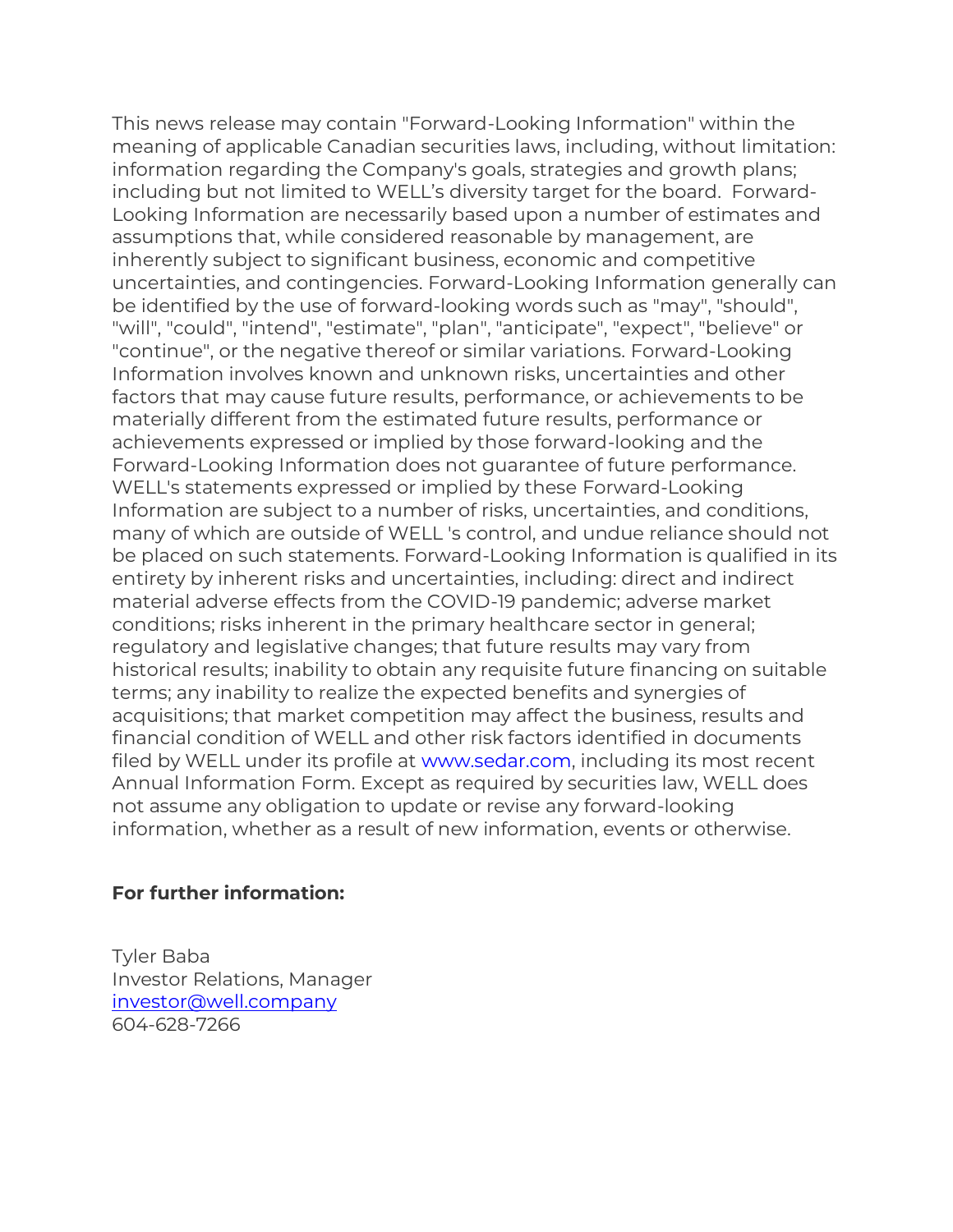This news release may contain "Forward-Looking Information" within the meaning of applicable Canadian securities laws, including, without limitation: information regarding the Company's goals, strategies and growth plans; including but not limited to WELL's diversity target for the board. Forward-Looking Information are necessarily based upon a number of estimates and assumptions that, while considered reasonable by management, are inherently subject to significant business, economic and competitive uncertainties, and contingencies. Forward-Looking Information generally can be identified by the use of forward-looking words such as "may", "should", "will", "could", "intend", "estimate", "plan", "anticipate", "expect", "believe" or "continue", or the negative thereof or similar variations. Forward-Looking Information involves known and unknown risks, uncertainties and other factors that may cause future results, performance, or achievements to be materially different from the estimated future results, performance or achievements expressed or implied by those forward-looking and the Forward-Looking Information does not guarantee of future performance. WELL's statements expressed or implied by these Forward-Looking Information are subject to a number of risks, uncertainties, and conditions, many of which are outside of WELL 's control, and undue reliance should not be placed on such statements. Forward-Looking Information is qualified in its entirety by inherent risks and uncertainties, including: direct and indirect material adverse effects from the COVID-19 pandemic; adverse market conditions; risks inherent in the primary healthcare sector in general; regulatory and legislative changes; that future results may vary from historical results; inability to obtain any requisite future financing on suitable terms; any inability to realize the expected benefits and synergies of acquisitions; that market competition may affect the business, results and financial condition of WELL and other risk factors identified in documents filed by WELL under its profile at www.sedar.com, including its most recent Annual Information Form. Except as required by securities law, WELL does not assume any obligation to update or revise any forward-looking information, whether as a result of new information, events or otherwise.

**For further information:**

Tyler Baba
Investor Relations, Manager
investor@well.company
604-628-7266